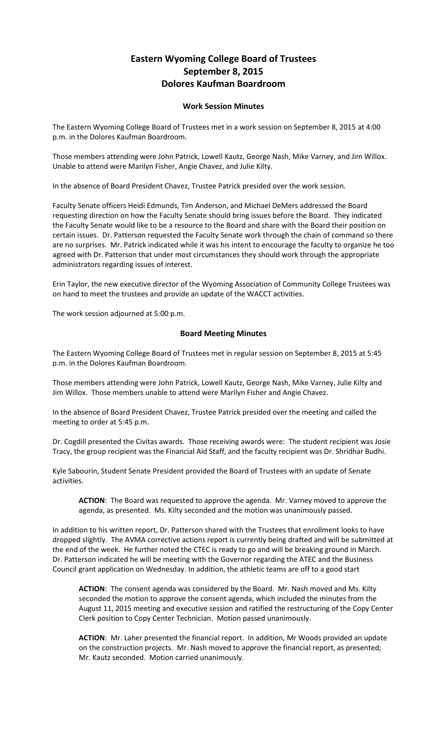# Eastern Wyoming College Board of Trustees
# September 8, 2015
# Dolores Kaufman Boardroom

### Work Session Minutes

The Eastern Wyoming College Board of Trustees met in a work session on September 8, 2015 at 4:00 p.m. in the Dolores Kaufman Boardroom.

Those members attending were John Patrick, Lowell Kautz, George Nash, Mike Varney, and Jim Willox. Unable to attend were Marilyn Fisher, Angie Chavez, and Julie Kilty.

In the absence of Board President Chavez, Trustee Patrick presided over the work session.

Faculty Senate officers Heidi Edmunds, Tim Anderson, and Michael DeMers addressed the Board requesting direction on how the Faculty Senate should bring issues before the Board. They indicated the Faculty Senate would like to be a resource to the Board and share with the Board their position on certain issues. Dr. Patterson requested the Faculty Senate work through the chain of command so there are no surprises. Mr. Patrick indicated while it was his intent to encourage the faculty to organize he too agreed with Dr. Patterson that under most circumstances they should work through the appropriate administrators regarding issues of interest.

Erin Taylor, the new executive director of the Wyoming Association of Community College Trustees was on hand to meet the trustees and provide an update of the WACCT activities.

The work session adjourned at 5:00 p.m.

### Board Meeting Minutes

The Eastern Wyoming College Board of Trustees met in regular session on September 8, 2015 at 5:45 p.m. in the Dolores Kaufman Boardroom.

Those members attending were John Patrick, Lowell Kautz, George Nash, Mike Varney, Julie Kilty and Jim Willox. Those members unable to attend were Marilyn Fisher and Angie Chavez.

In the absence of Board President Chavez, Trustee Patrick presided over the meeting and called the meeting to order at 5:45 p.m.

Dr. Cogdill presented the Civitas awards. Those receiving awards were: The student recipient was Josie Tracy, the group recipient was the Financial Aid Staff, and the faculty recipient was Dr. Shridhar Budhi.

Kyle Sabourin, Student Senate President provided the Board of Trustees with an update of Senate activities.

> **ACTION**: The Board was requested to approve the agenda. Mr. Varney moved to approve the agenda, as presented. Ms. Kilty seconded and the motion was unanimously passed.

In addition to his written report, Dr. Patterson shared with the Trustees that enrollment looks to have dropped slightly. The AVMA corrective actions report is currently being drafted and will be submitted at the end of the week. He further noted the CTEC is ready to go and will be breaking ground in March. Dr. Patterson indicated he will be meeting with the Governor regarding the ATEC and the Business Council grant application on Wednesday. In addition, the athletic teams are off to a good start

> **ACTION**: The consent agenda was considered by the Board. Mr. Nash moved and Ms. Kilty seconded the motion to approve the consent agenda, which included the minutes from the August 11, 2015 meeting and executive session and ratified the restructuring of the Copy Center Clerk position to Copy Center Technician. Motion passed unanimously.

> **ACTION**: Mr. Laher presented the financial report. In addition, Mr Woods provided an update on the construction projects. Mr. Nash moved to approve the financial report, as presented; Mr. Kautz seconded. Motion carried unanimously.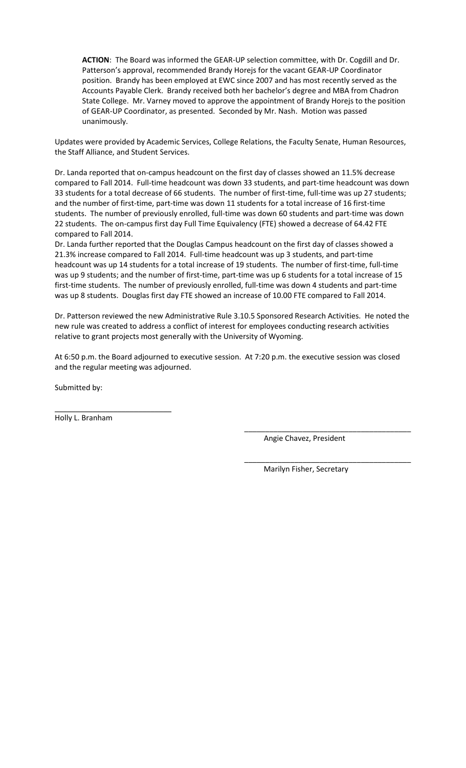**ACTION**: The Board was informed the GEAR-UP selection committee, with Dr. Cogdill and Dr. Patterson's approval, recommended Brandy Horejs for the vacant GEAR-UP Coordinator position. Brandy has been employed at EWC since 2007 and has most recently served as the Accounts Payable Clerk. Brandy received both her bachelor's degree and MBA from Chadron State College. Mr. Varney moved to approve the appointment of Brandy Horejs to the position of GEAR-UP Coordinator, as presented. Seconded by Mr. Nash. Motion was passed unanimously.

Updates were provided by Academic Services, College Relations, the Faculty Senate, Human Resources, the Staff Alliance, and Student Services.

Dr. Landa reported that on-campus headcount on the first day of classes showed an 11.5% decrease compared to Fall 2014. Full-time headcount was down 33 students, and part-time headcount was down 33 students for a total decrease of 66 students. The number of first-time, full-time was up 27 students; and the number of first-time, part-time was down 11 students for a total increase of 16 first-time students. The number of previously enrolled, full-time was down 60 students and part-time was down 22 students. The on-campus first day Full Time Equivalency (FTE) showed a decrease of 64.42 FTE compared to Fall 2014.

Dr. Landa further reported that the Douglas Campus headcount on the first day of classes showed a 21.3% increase compared to Fall 2014. Full-time headcount was up 3 students, and part-time headcount was up 14 students for a total increase of 19 students. The number of first-time, full-time was up 9 students; and the number of first-time, part-time was up 6 students for a total increase of 15 first-time students. The number of previously enrolled, full-time was down 4 students and part-time was up 8 students. Douglas first day FTE showed an increase of 10.00 FTE compared to Fall 2014.

Dr. Patterson reviewed the new Administrative Rule 3.10.5 Sponsored Research Activities. He noted the new rule was created to address a conflict of interest for employees conducting research activities relative to grant projects most generally with the University of Wyoming.

At 6:50 p.m. the Board adjourned to executive session. At 7:20 p.m. the executive session was closed and the regular meeting was adjourned.

Submitted by:

\_\_\_\_\_\_\_\_\_\_\_\_\_\_\_\_\_\_\_\_\_\_\_\_\_\_\_\_

Holly L. Branham

\_\_\_\_\_\_\_\_\_\_\_\_\_\_\_\_\_\_\_\_\_\_\_\_\_\_\_\_\_\_\_\_\_\_\_\_\_\_\_\_

Angie Chavez, President

\_\_\_\_\_\_\_\_\_\_\_\_\_\_\_\_\_\_\_\_\_\_\_\_\_\_\_\_\_\_\_\_\_\_\_\_\_\_\_\_

Marilyn Fisher, Secretary